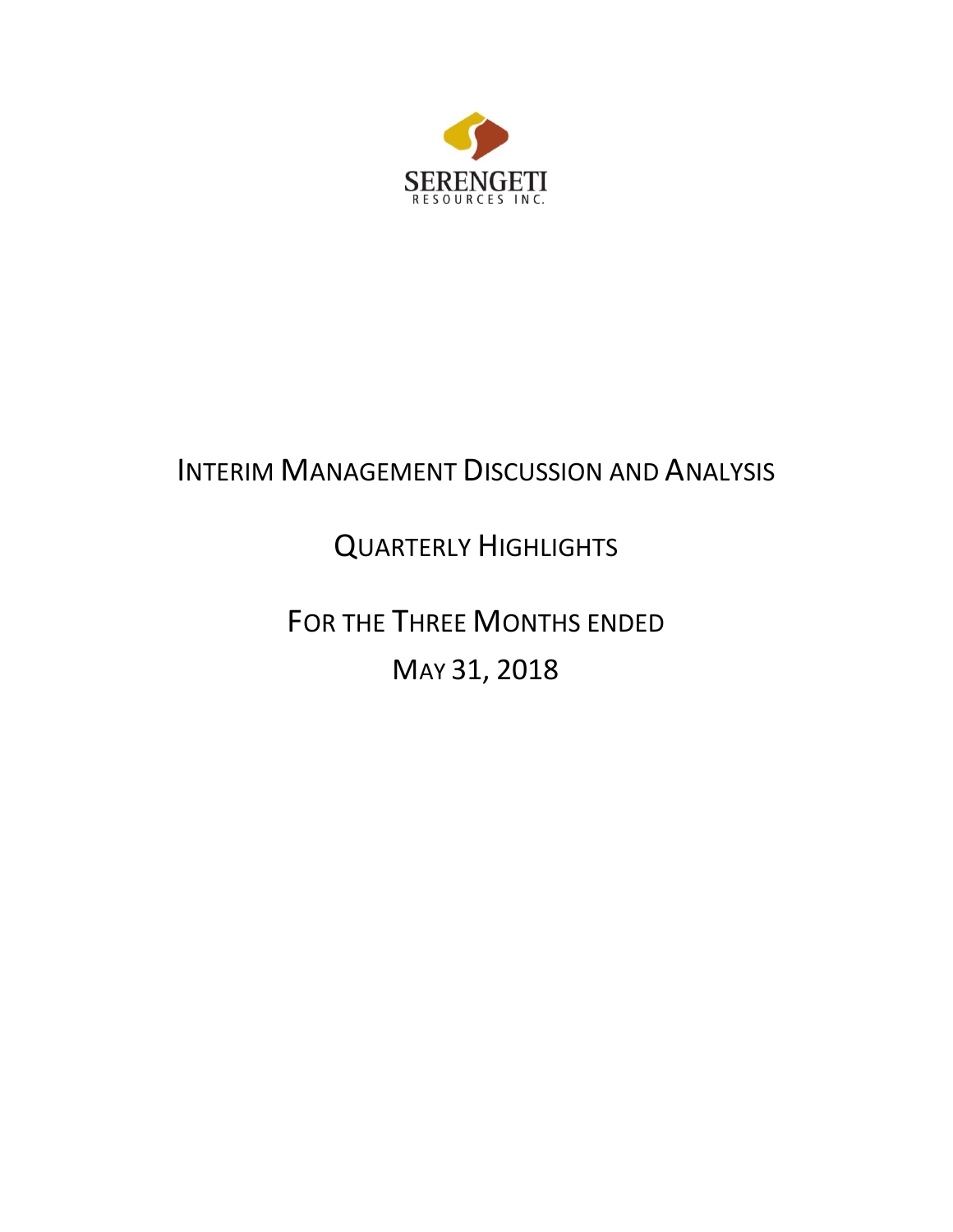SERENGETI

RESOURCES INC.

# INTERIM MANAGEMENT DISCUSSION AND ANALYSIS

## QUARTERLY HIGHLIGHTS

## FOR THE THREE MONTHS ENDED MAY 31, 2018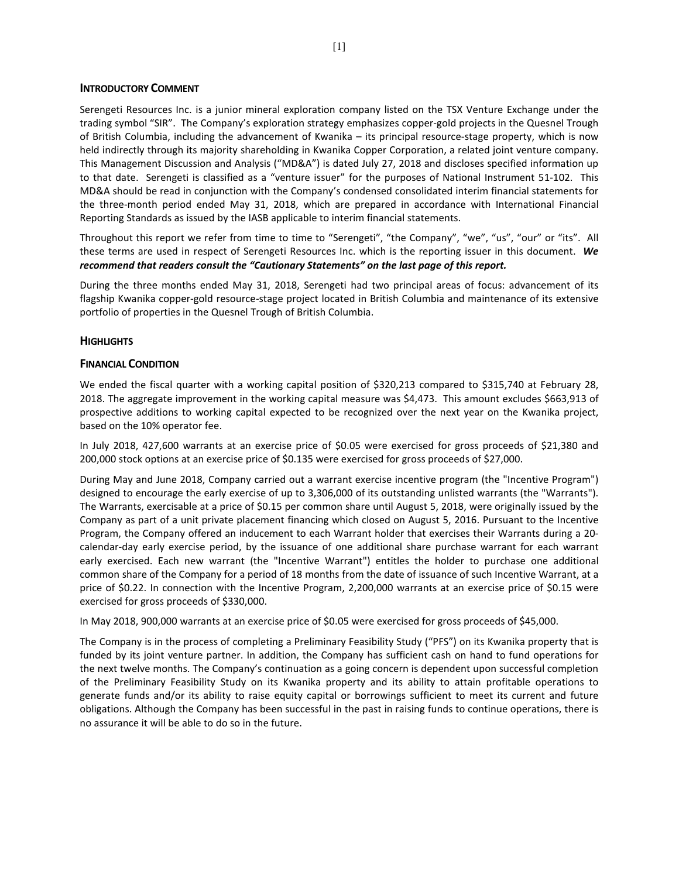## INTRODUCTORY COMMENT

Serengeti Resources Inc. is a junior mineral exploration company listed on the TSX Venture Exchange under the trading symbol "SIR". The Company's exploration strategy emphasizes copper-gold projects in the Quesnel Trough of British Columbia, including the advancement of Kwanika – its principal resource-stage property, which is now held indirectly through its majority shareholding in Kwanika Copper Corporation, a related joint venture company. This Management Discussion and Analysis ("MD&A") is dated July 27, 2018 and discloses specified information up to that date. Serengeti is classified as a "venture issuer" for the purposes of National Instrument 51-102. This MD&A should be read in conjunction with the Company's condensed consolidated interim financial statements for the three-month period ended May 31, 2018, which are prepared in accordance with International Financial Reporting Standards as issued by the IASB applicable to interim financial statements.

Throughout this report we refer from time to time to "Serengeti", "the Company", "we", "us", "our" or "its". All these terms are used in respect of Serengeti Resources Inc. which is the reporting issuer in this document. ***We recommend that readers consult the "Cautionary Statements" on the last page of this report.***

During the three months ended May 31, 2018, Serengeti had two principal areas of focus: advancement of its flagship Kwanika copper-gold resource-stage project located in British Columbia and maintenance of its extensive portfolio of properties in the Quesnel Trough of British Columbia.

## HIGHLIGHTS

## FINANCIAL CONDITION

We ended the fiscal quarter with a working capital position of $320,213 compared to $315,740 at February 28, 2018. The aggregate improvement in the working capital measure was $4,473. This amount excludes $663,913 of prospective additions to working capital expected to be recognized over the next year on the Kwanika project, based on the 10% operator fee.

In July 2018, 427,600 warrants at an exercise price of $0.05 were exercised for gross proceeds of $21,380 and 200,000 stock options at an exercise price of $0.135 were exercised for gross proceeds of $27,000.

During May and June 2018, Company carried out a warrant exercise incentive program (the "Incentive Program") designed to encourage the early exercise of up to 3,306,000 of its outstanding unlisted warrants (the "Warrants"). The Warrants, exercisable at a price of $0.15 per common share until August 5, 2018, were originally issued by the Company as part of a unit private placement financing which closed on August 5, 2016. Pursuant to the Incentive Program, the Company offered an inducement to each Warrant holder that exercises their Warrants during a 20-calendar-day early exercise period, by the issuance of one additional share purchase warrant for each warrant early exercised. Each new warrant (the "Incentive Warrant") entitles the holder to purchase one additional common share of the Company for a period of 18 months from the date of issuance of such Incentive Warrant, at a price of $0.22. In connection with the Incentive Program, 2,200,000 warrants at an exercise price of $0.15 were exercised for gross proceeds of $330,000.

In May 2018, 900,000 warrants at an exercise price of $0.05 were exercised for gross proceeds of $45,000.

The Company is in the process of completing a Preliminary Feasibility Study ("PFS") on its Kwanika property that is funded by its joint venture partner. In addition, the Company has sufficient cash on hand to fund operations for the next twelve months. The Company's continuation as a going concern is dependent upon successful completion of the Preliminary Feasibility Study on its Kwanika property and its ability to attain profitable operations to generate funds and/or its ability to raise equity capital or borrowings sufficient to meet its current and future obligations. Although the Company has been successful in the past in raising funds to continue operations, there is no assurance it will be able to do so in the future.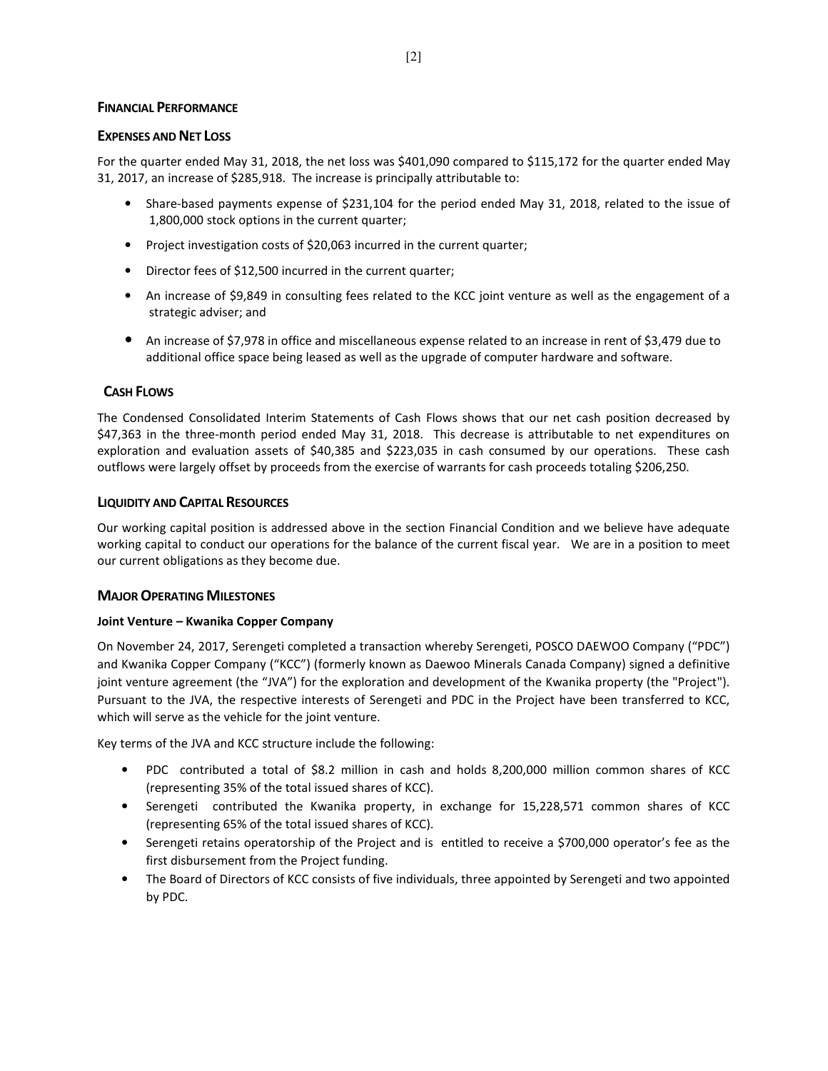## FINANCIAL PERFORMANCE

### EXPENSES AND NET LOSS

For the quarter ended May 31, 2018, the net loss was $401,090 compared to $115,172 for the quarter ended May 31, 2017, an increase of $285,918. The increase is principally attributable to:

- Share-based payments expense of $231,104 for the period ended May 31, 2018, related to the issue of 1,800,000 stock options in the current quarter;
- Project investigation costs of $20,063 incurred in the current quarter;
- Director fees of $12,500 incurred in the current quarter;
- An increase of $9,849 in consulting fees related to the KCC joint venture as well as the engagement of a strategic adviser; and
- An increase of $7,978 in office and miscellaneous expense related to an increase in rent of $3,479 due to additional office space being leased as well as the upgrade of computer hardware and software.

### CASH FLOWS

The Condensed Consolidated Interim Statements of Cash Flows shows that our net cash position decreased by $47,363 in the three-month period ended May 31, 2018. This decrease is attributable to net expenditures on exploration and evaluation assets of $40,385 and $223,035 in cash consumed by our operations. These cash outflows were largely offset by proceeds from the exercise of warrants for cash proceeds totaling $206,250.

## LIQUIDITY AND CAPITAL RESOURCES

Our working capital position is addressed above in the section Financial Condition and we believe have adequate working capital to conduct our operations for the balance of the current fiscal year. We are in a position to meet our current obligations as they become due.

## MAJOR OPERATING MILESTONES

**Joint Venture – Kwanika Copper Company**

On November 24, 2017, Serengeti completed a transaction whereby Serengeti, POSCO DAEWOO Company ("PDC") and Kwanika Copper Company ("KCC") (formerly known as Daewoo Minerals Canada Company) signed a definitive joint venture agreement (the "JVA") for the exploration and development of the Kwanika property (the "Project"). Pursuant to the JVA, the respective interests of Serengeti and PDC in the Project have been transferred to KCC, which will serve as the vehicle for the joint venture.

Key terms of the JVA and KCC structure include the following:

- PDC contributed a total of $8.2 million in cash and holds 8,200,000 million common shares of KCC (representing 35% of the total issued shares of KCC).
- Serengeti contributed the Kwanika property, in exchange for 15,228,571 common shares of KCC (representing 65% of the total issued shares of KCC).
- Serengeti retains operatorship of the Project and is entitled to receive a $700,000 operator's fee as the first disbursement from the Project funding.
- The Board of Directors of KCC consists of five individuals, three appointed by Serengeti and two appointed by PDC.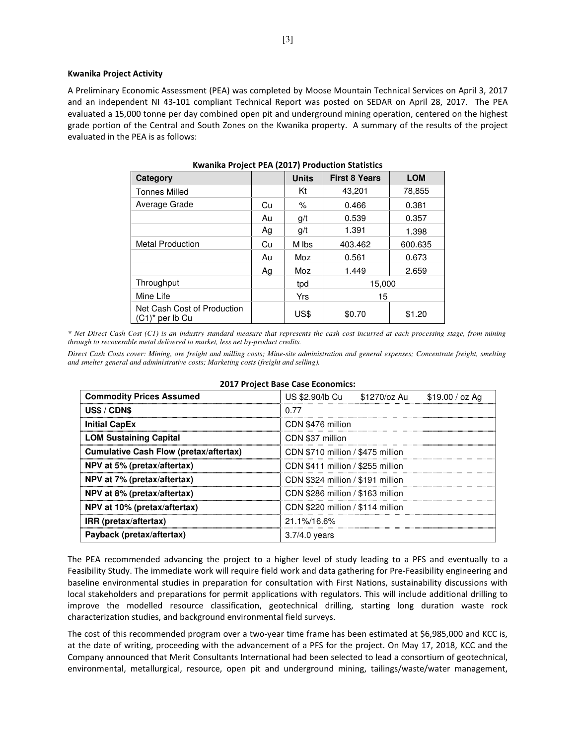**Kwanika Project Activity**

A Preliminary Economic Assessment (PEA) was completed by Moose Mountain Technical Services on April 3, 2017 and an independent NI 43-101 compliant Technical Report was posted on SEDAR on April 28, 2017. The PEA evaluated a 15,000 tonne per day combined open pit and underground mining operation, centered on the highest grade portion of the Central and South Zones on the Kwanika property. A summary of the results of the project evaluated in the PEA is as follows:

**Kwanika Project PEA (2017) Production Statistics**

| Category | | Units | First 8 Years | LOM |
|---|---|---|---|---|
| Tonnes Milled | | Kt | 43,201 | 78,855 |
| Average Grade | Cu | % | 0.466 | 0.381 |
| | Au | g/t | 0.539 | 0.357 |
| | Ag | g/t | 1.391 | 1.398 |
| Metal Production | Cu | M lbs | 403.462 | 600.635 |
| | Au | Moz | 0.561 | 0.673 |
| | Ag | Moz | 1.449 | 2.659 |
| Throughput | | tpd | 15,000 | |
| Mine Life | | Yrs | 15 | |
| Net Cash Cost of Production (C1)* per lb Cu | | US$ | $0.70 | $1.20 |

*\* Net Direct Cash Cost (C1) is an industry standard measure that represents the cash cost incurred at each processing stage, from mining through to recoverable metal delivered to market, less net by-product credits.*

*Direct Cash Costs cover: Mining, ore freight and milling costs; Mine-site administration and general expenses; Concentrate freight, smelting and smelter general and administrative costs; Marketing costs (freight and selling).*

**2017 Project Base Case Economics:**

| | |
|---|---|
| **Commodity Prices Assumed** | US $2.90/lb Cu  $1270/oz Au  $19.00 / oz Ag |
| **US$ / CDN$** | 0.77 |
| **Initial CapEx** | CDN $476 million |
| **LOM Sustaining Capital** | CDN $37 million |
| **Cumulative Cash Flow (pretax/aftertax)** | CDN $710 million / $475 million |
| **NPV at 5% (pretax/aftertax)** | CDN $411 million / $255 million |
| **NPV at 7% (pretax/aftertax)** | CDN $324 million / $191 million |
| **NPV at 8% (pretax/aftertax)** | CDN $286 million / $163 million |
| **NPV at 10% (pretax/aftertax)** | CDN $220 million / $114 million |
| **IRR (pretax/aftertax)** | 21.1%/16.6% |
| **Payback (pretax/aftertax)** | 3.7/4.0 years |

The PEA recommended advancing the project to a higher level of study leading to a PFS and eventually to a Feasibility Study. The immediate work will require field work and data gathering for Pre-Feasibility engineering and baseline environmental studies in preparation for consultation with First Nations, sustainability discussions with local stakeholders and preparations for permit applications with regulators. This will include additional drilling to improve the modelled resource classification, geotechnical drilling, starting long duration waste rock characterization studies, and background environmental field surveys.

The cost of this recommended program over a two-year time frame has been estimated at $6,985,000 and KCC is, at the date of writing, proceeding with the advancement of a PFS for the project. On May 17, 2018, KCC and the Company announced that Merit Consultants International had been selected to lead a consortium of geotechnical, environmental, metallurgical, resource, open pit and underground mining, tailings/waste/water management,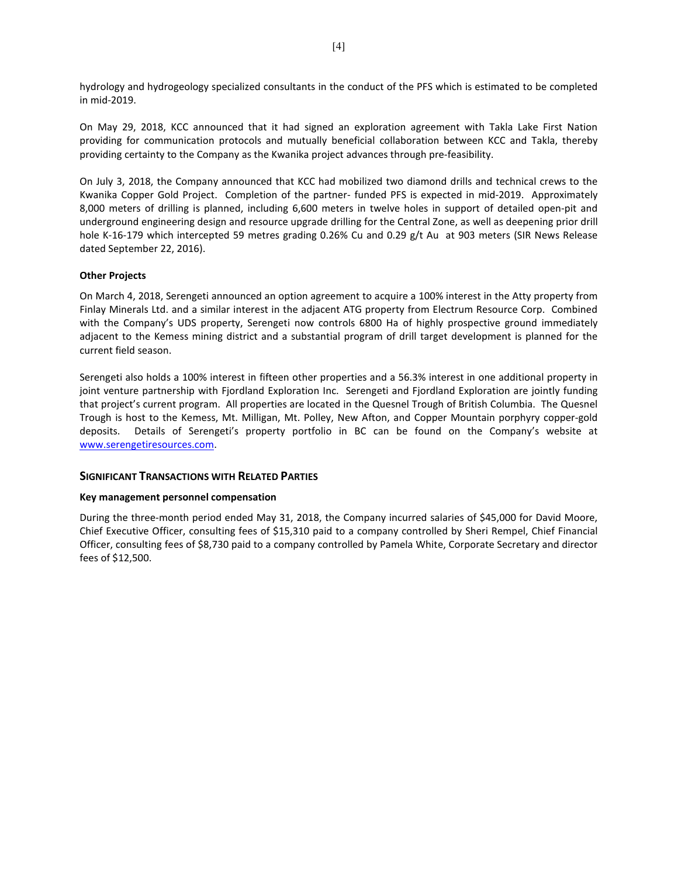hydrology and hydrogeology specialized consultants in the conduct of the PFS which is estimated to be completed in mid-2019.

On May 29, 2018, KCC announced that it had signed an exploration agreement with Takla Lake First Nation providing for communication protocols and mutually beneficial collaboration between KCC and Takla, thereby providing certainty to the Company as the Kwanika project advances through pre-feasibility.

On July 3, 2018, the Company announced that KCC had mobilized two diamond drills and technical crews to the Kwanika Copper Gold Project. Completion of the partner- funded PFS is expected in mid-2019. Approximately 8,000 meters of drilling is planned, including 6,600 meters in twelve holes in support of detailed open-pit and underground engineering design and resource upgrade drilling for the Central Zone, as well as deepening prior drill hole K-16-179 which intercepted 59 metres grading 0.26% Cu and 0.29 g/t Au at 903 meters (SIR News Release dated September 22, 2016).

**Other Projects**

On March 4, 2018, Serengeti announced an option agreement to acquire a 100% interest in the Atty property from Finlay Minerals Ltd. and a similar interest in the adjacent ATG property from Electrum Resource Corp. Combined with the Company's UDS property, Serengeti now controls 6800 Ha of highly prospective ground immediately adjacent to the Kemess mining district and a substantial program of drill target development is planned for the current field season.

Serengeti also holds a 100% interest in fifteen other properties and a 56.3% interest in one additional property in joint venture partnership with Fjordland Exploration Inc. Serengeti and Fjordland Exploration are jointly funding that project's current program. All properties are located in the Quesnel Trough of British Columbia. The Quesnel Trough is host to the Kemess, Mt. Milligan, Mt. Polley, New Afton, and Copper Mountain porphyry copper-gold deposits. Details of Serengeti's property portfolio in BC can be found on the Company's website at www.serengetiresources.com.

## SIGNIFICANT TRANSACTIONS WITH RELATED PARTIES

**Key management personnel compensation**

During the three-month period ended May 31, 2018, the Company incurred salaries of $45,000 for David Moore, Chief Executive Officer, consulting fees of $15,310 paid to a company controlled by Sheri Rempel, Chief Financial Officer, consulting fees of $8,730 paid to a company controlled by Pamela White, Corporate Secretary and director fees of $12,500.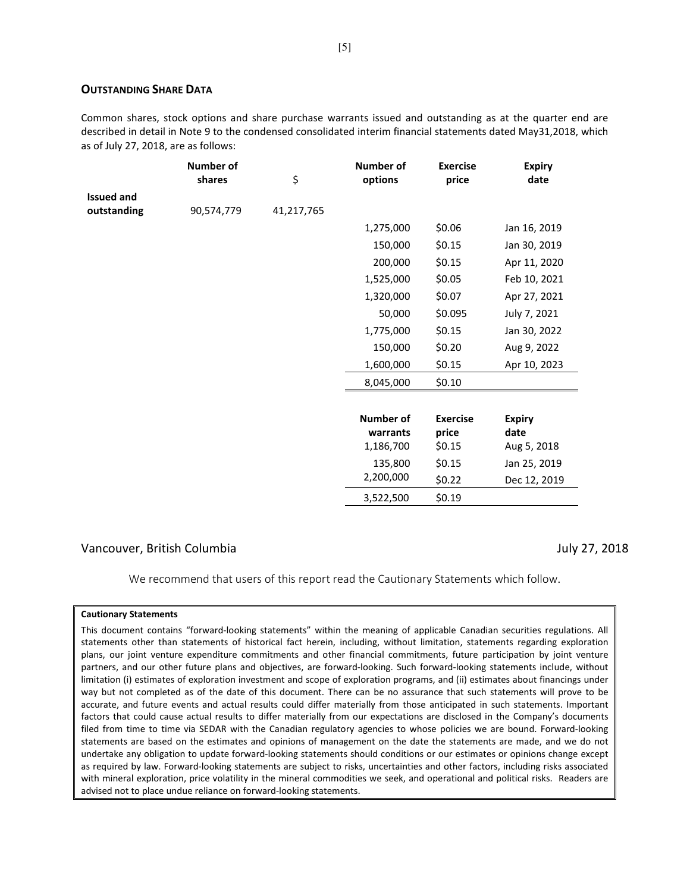## OUTSTANDING SHARE DATA

Common shares, stock options and share purchase warrants issued and outstanding as at the quarter end are described in detail in Note 9 to the condensed consolidated interim financial statements dated May31,2018, which as of July 27, 2018, are as follows:

| | Number of shares | $ | Number of options | Exercise price | Expiry date |
|---|---|---|---|---|---|
| Issued and outstanding | 90,574,779 | 41,217,765 | | | |
| | | | 1,275,000 | $0.06 | Jan 16, 2019 |
| | | | 150,000 | $0.15 | Jan 30, 2019 |
| | | | 200,000 | $0.15 | Apr 11, 2020 |
| | | | 1,525,000 | $0.05 | Feb 10, 2021 |
| | | | 1,320,000 | $0.07 | Apr 27, 2021 |
| | | | 50,000 | $0.095 | July 7, 2021 |
| | | | 1,775,000 | $0.15 | Jan 30, 2022 |
| | | | 150,000 | $0.20 | Aug 9, 2022 |
| | | | 1,600,000 | $0.15 | Apr 10, 2023 |
| | | | 8,045,000 | $0.10 | |

| Number of warrants | Exercise price | Expiry date |
|---|---|---|
| 1,186,700 | $0.15 | Aug 5, 2018 |
| 135,800 | $0.15 | Jan 25, 2019 |
| 2,200,000 | $0.22 | Dec 12, 2019 |
| 3,522,500 | $0.19 | |

Vancouver, British Columbia

July 27, 2018

We recommend that users of this report read the Cautionary Statements which follow.

**Cautionary Statements**

This document contains "forward-looking statements" within the meaning of applicable Canadian securities regulations. All statements other than statements of historical fact herein, including, without limitation, statements regarding exploration plans, our joint venture expenditure commitments and other financial commitments, future participation by joint venture partners, and our other future plans and objectives, are forward-looking. Such forward-looking statements include, without limitation (i) estimates of exploration investment and scope of exploration programs, and (ii) estimates about financings under way but not completed as of the date of this document. There can be no assurance that such statements will prove to be accurate, and future events and actual results could differ materially from those anticipated in such statements. Important factors that could cause actual results to differ materially from our expectations are disclosed in the Company's documents filed from time to time via SEDAR with the Canadian regulatory agencies to whose policies we are bound. Forward-looking statements are based on the estimates and opinions of management on the date the statements are made, and we do not undertake any obligation to update forward-looking statements should conditions or our estimates or opinions change except as required by law. Forward-looking statements are subject to risks, uncertainties and other factors, including risks associated with mineral exploration, price volatility in the mineral commodities we seek, and operational and political risks. Readers are advised not to place undue reliance on forward-looking statements.